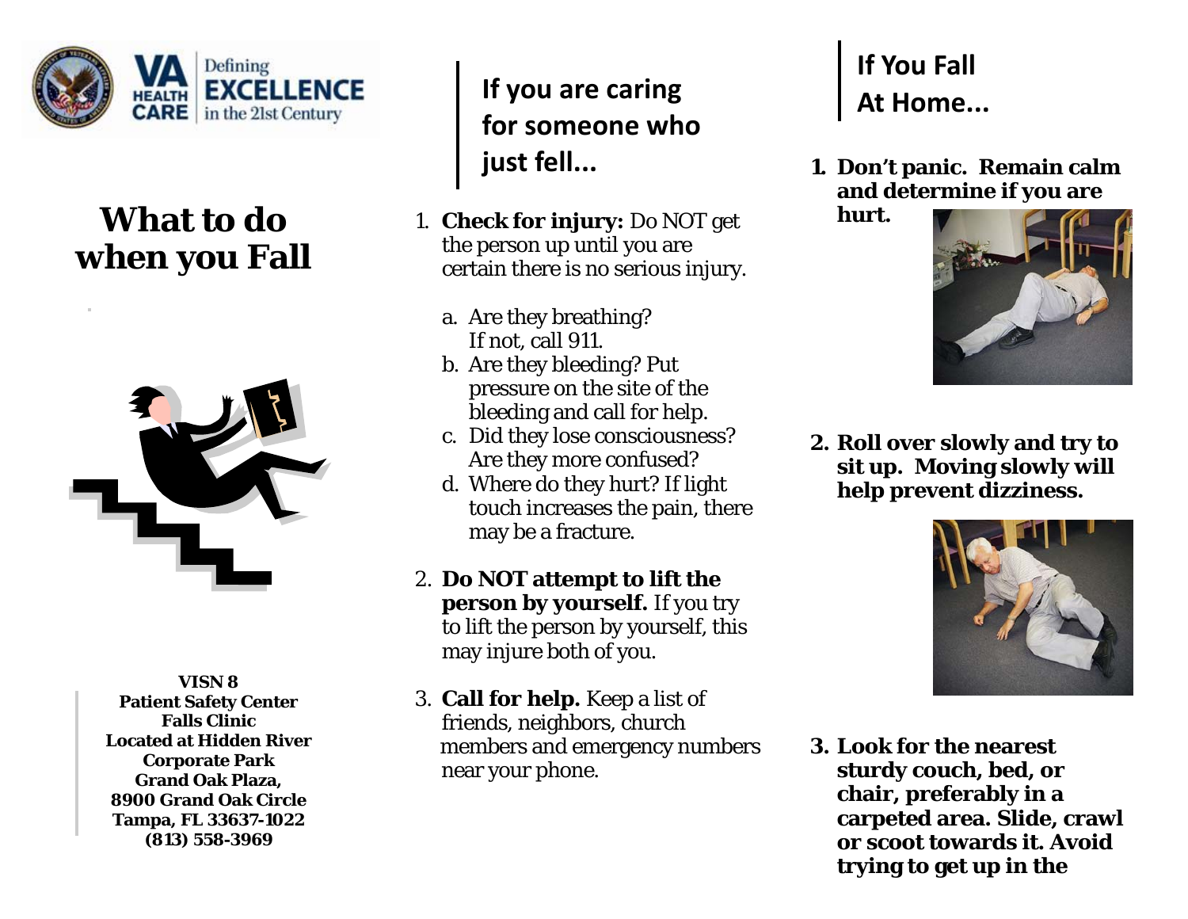VA HEALTH CARE Defining EXCELLENCE in the 21st Century

# What to do when you Fall

**VISN 8**
**Patient Safety Center**
**Falls Clinic**
**Located at Hidden River Corporate Park**
**Grand Oak Plaza,**
**8900 Grand Oak Circle**
**Tampa, FL 33637-1022**
**(813) 558-3969**

## If you are caring for someone who just fell...

1. **Check for injury:** Do NOT get the person up until you are certain there is no serious injury.
   a. Are they breathing? If not, call 911.
   b. Are they bleeding? Put pressure on the site of the bleeding and call for help.
   c. Did they lose consciousness? Are they more confused?
   d. Where do they hurt? If light touch increases the pain, there may be a fracture.
2. **Do NOT attempt to lift the person by yourself.** If you try to lift the person by yourself, this may injure both of you.
3. **Call for help.** Keep a list of friends, neighbors, church members and emergency numbers near your phone.

## If You Fall At Home...

1. **Don't panic. Remain calm and determine if you are hurt.**
2. **Roll over slowly and try to sit up. Moving slowly will help prevent dizziness.**
3. **Look for the nearest sturdy couch, bed, or chair, preferably in a carpeted area. Slide, crawl or scoot towards it. Avoid trying to get up in the**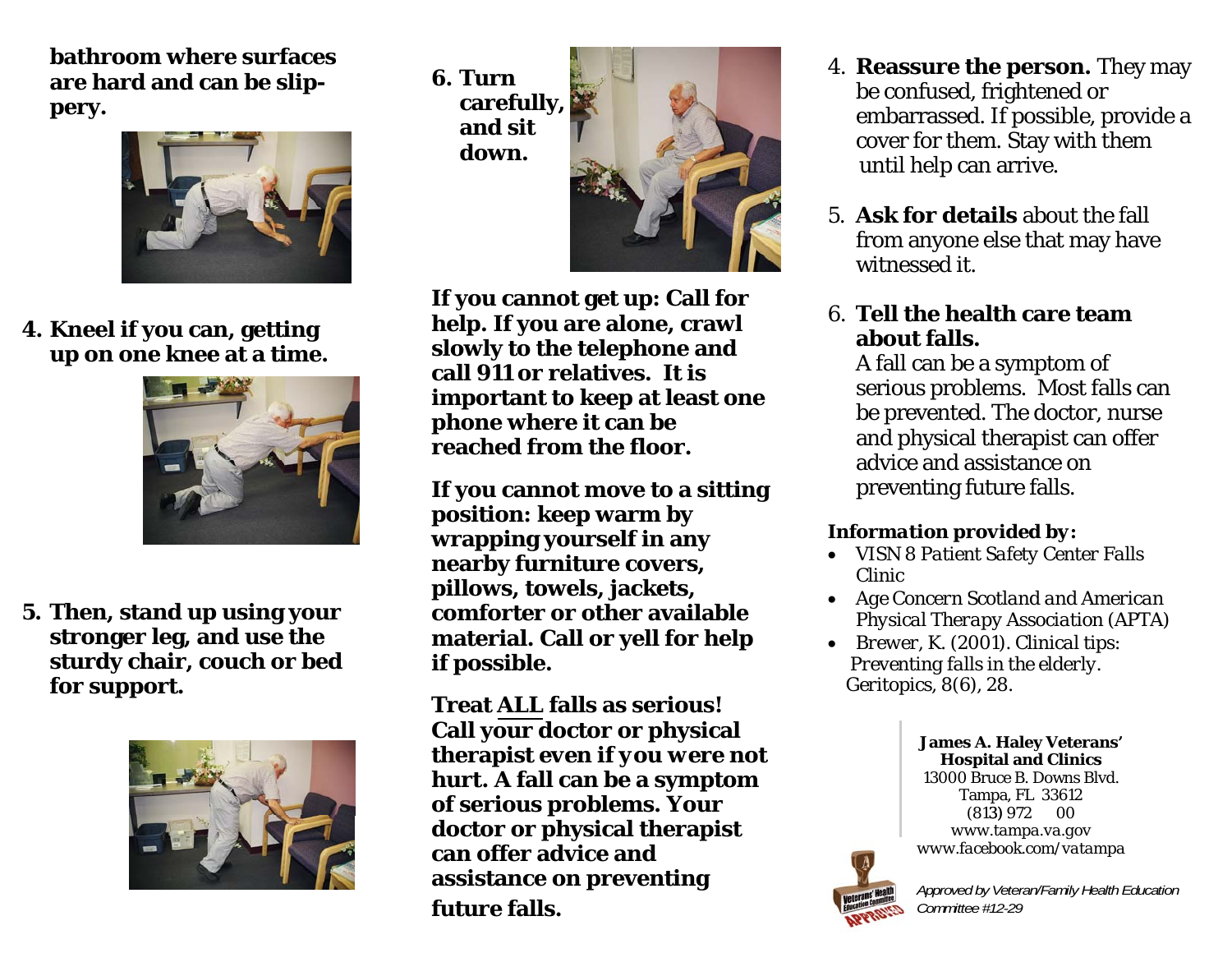**bathroom where surfaces are hard and can be slippery.**

4. **Kneel if you can, getting up on one knee at a time.**

5. **Then, stand up using your stronger leg, and use the sturdy chair, couch or bed for support.**

6. **Turn carefully, and sit down.**

**If you cannot get up: Call for help. If you are alone, crawl slowly to the telephone and call 911 or relatives. It is important to keep at least one phone where it can be reached from the floor.**

**If you cannot move to a sitting position: keep warm by wrapping yourself in any nearby furniture covers, pillows, towels, jackets, comforter or other available material. Call or yell for help if possible.**

**Treat ALL falls as serious! Call your doctor or physical therapist even if you were not hurt. A fall can be a symptom of serious problems. Your doctor or physical therapist can offer advice and assistance on preventing future falls.**

4. **Reassure the person.** They may be confused, frightened or embarrassed. If possible, provide a cover for them. Stay with them until help can arrive.

5. **Ask for details** about the fall from anyone else that may have witnessed it.

6. **Tell the health care team about falls.**
   A fall can be a symptom of serious problems. Most falls can be prevented. The doctor, nurse and physical therapist can offer advice and assistance on preventing future falls.

***Information provided by:***

- *VISN 8 Patient Safety Center Falls Clinic*
- *Age Concern Scotland and American Physical Therapy Association (APTA)*
- Brewer, K. (2001). Clinical tips: *Preventing falls in the elderly.* Geritopics, 8(6), 28.

**James A. Haley Veterans' Hospital and Clinics**
13000 Bruce B. Downs Blvd.
Tampa, FL 33612
(813) 972 00
www.tampa.va.gov
www.facebook.com/vatampa

*Approved by Veteran/Family Health Education Committee #12-29*